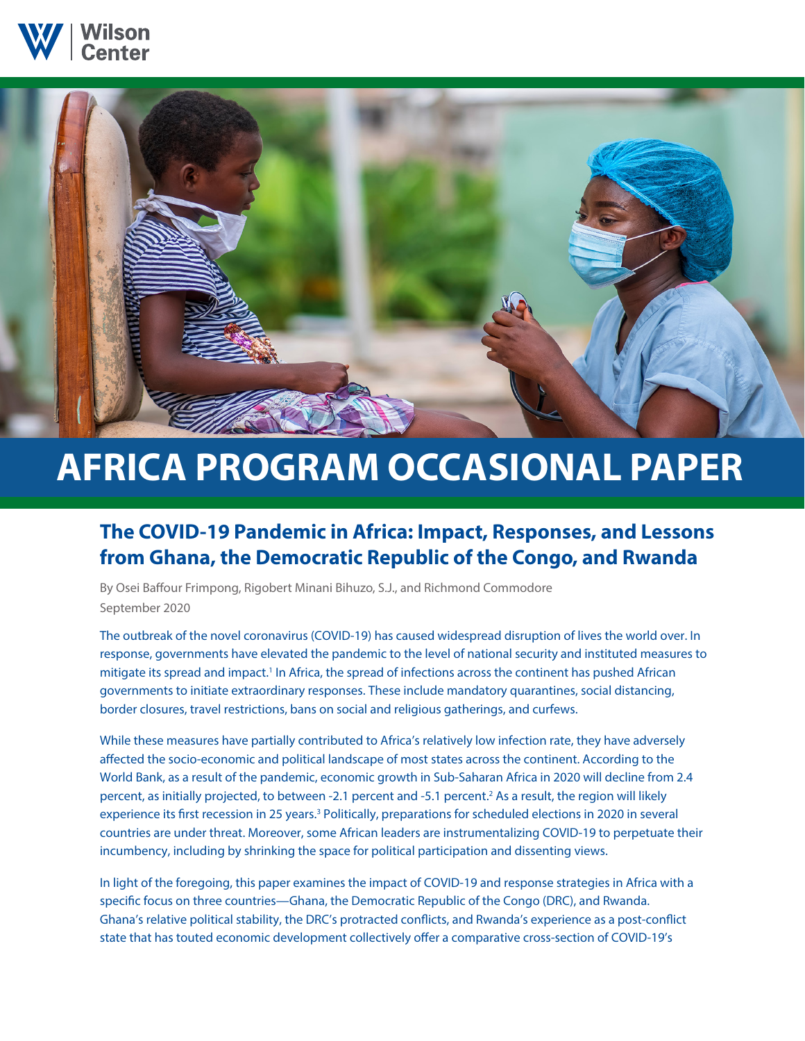Wilson Center

# AFRICA PROGRAM OCCASIONAL PAPER

## The COVID-19 Pandemic in Africa: Impact, Responses, and Lessons from Ghana, the Democratic Republic of the Congo, and Rwanda

By Osei Baffour Frimpong, Rigobert Minani Bihuzo, S.J., and Richmond Commodore
September 2020

The outbreak of the novel coronavirus (COVID-19) has caused widespread disruption of lives the world over. In response, governments have elevated the pandemic to the level of national security and instituted measures to mitigate its spread and impact.[1] In Africa, the spread of infections across the continent has pushed African governments to initiate extraordinary responses. These include mandatory quarantines, social distancing, border closures, travel restrictions, bans on social and religious gatherings, and curfews.

While these measures have partially contributed to Africa's relatively low infection rate, they have adversely affected the socio-economic and political landscape of most states across the continent. According to the World Bank, as a result of the pandemic, economic growth in Sub-Saharan Africa in 2020 will decline from 2.4 percent, as initially projected, to between -2.1 percent and -5.1 percent.[2] As a result, the region will likely experience its first recession in 25 years.[3] Politically, preparations for scheduled elections in 2020 in several countries are under threat. Moreover, some African leaders are instrumentalizing COVID-19 to perpetuate their incumbency, including by shrinking the space for political participation and dissenting views.

In light of the foregoing, this paper examines the impact of COVID-19 and response strategies in Africa with a specific focus on three countries—Ghana, the Democratic Republic of the Congo (DRC), and Rwanda. Ghana's relative political stability, the DRC's protracted conflicts, and Rwanda's experience as a post-conflict state that has touted economic development collectively offer a comparative cross-section of COVID-19's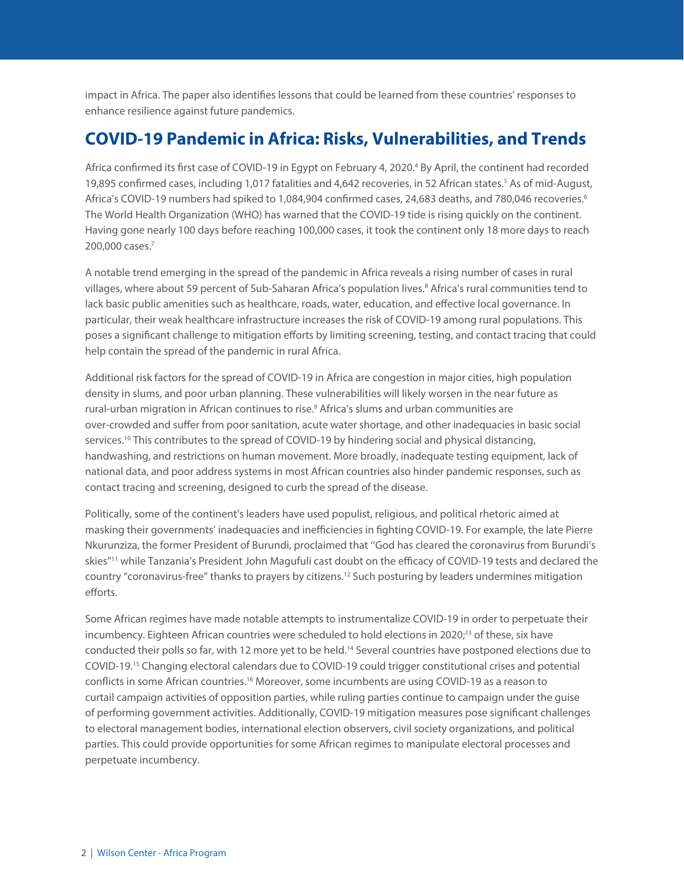impact in Africa. The paper also identifies lessons that could be learned from these countries' responses to enhance resilience against future pandemics.

## COVID-19 Pandemic in Africa: Risks, Vulnerabilities, and Trends

Africa confirmed its first case of COVID-19 in Egypt on February 4, 2020.[4] By April, the continent had recorded 19,895 confirmed cases, including 1,017 fatalities and 4,642 recoveries, in 52 African states.[5] As of mid-August, Africa's COVID-19 numbers had spiked to 1,084,904 confirmed cases, 24,683 deaths, and 780,046 recoveries.[6] The World Health Organization (WHO) has warned that the COVID-19 tide is rising quickly on the continent. Having gone nearly 100 days before reaching 100,000 cases, it took the continent only 18 more days to reach 200,000 cases.[7]

A notable trend emerging in the spread of the pandemic in Africa reveals a rising number of cases in rural villages, where about 59 percent of Sub-Saharan Africa's population lives.[8] Africa's rural communities tend to lack basic public amenities such as healthcare, roads, water, education, and effective local governance. In particular, their weak healthcare infrastructure increases the risk of COVID-19 among rural populations. This poses a significant challenge to mitigation efforts by limiting screening, testing, and contact tracing that could help contain the spread of the pandemic in rural Africa.

Additional risk factors for the spread of COVID-19 in Africa are congestion in major cities, high population density in slums, and poor urban planning. These vulnerabilities will likely worsen in the near future as rural-urban migration in African continues to rise.[9] Africa's slums and urban communities are over-crowded and suffer from poor sanitation, acute water shortage, and other inadequacies in basic social services.[10] This contributes to the spread of COVID-19 by hindering social and physical distancing, handwashing, and restrictions on human movement. More broadly, inadequate testing equipment, lack of national data, and poor address systems in most African countries also hinder pandemic responses, such as contact tracing and screening, designed to curb the spread of the disease.

Politically, some of the continent's leaders have used populist, religious, and political rhetoric aimed at masking their governments' inadequacies and inefficiencies in fighting COVID-19. For example, the late Pierre Nkurunziza, the former President of Burundi, proclaimed that ''God has cleared the coronavirus from Burundi's skies"[11] while Tanzania's President John Magufuli cast doubt on the efficacy of COVID-19 tests and declared the country "coronavirus-free" thanks to prayers by citizens.[12] Such posturing by leaders undermines mitigation efforts.

Some African regimes have made notable attempts to instrumentalize COVID-19 in order to perpetuate their incumbency. Eighteen African countries were scheduled to hold elections in 2020;[13] of these, six have conducted their polls so far, with 12 more yet to be held.[14] Several countries have postponed elections due to COVID-19.[15] Changing electoral calendars due to COVID-19 could trigger constitutional crises and potential conflicts in some African countries.[16] Moreover, some incumbents are using COVID-19 as a reason to curtail campaign activities of opposition parties, while ruling parties continue to campaign under the guise of performing government activities. Additionally, COVID-19 mitigation measures pose significant challenges to electoral management bodies, international election observers, civil society organizations, and political parties. This could provide opportunities for some African regimes to manipulate electoral processes and perpetuate incumbency.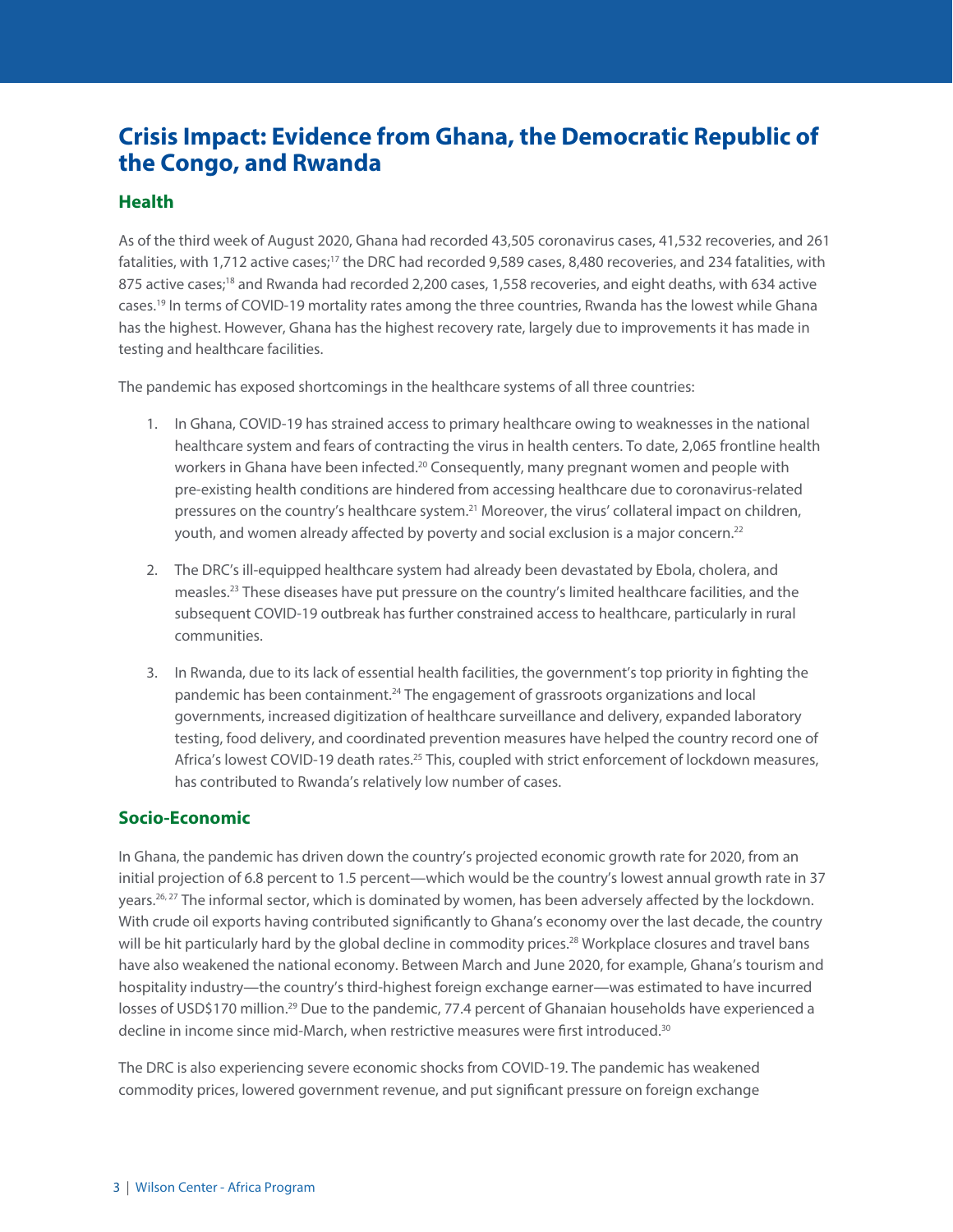## Crisis Impact: Evidence from Ghana, the Democratic Republic of the Congo, and Rwanda

### Health

As of the third week of August 2020, Ghana had recorded 43,505 coronavirus cases, 41,532 recoveries, and 261 fatalities, with 1,712 active cases;[17] the DRC had recorded 9,589 cases, 8,480 recoveries, and 234 fatalities, with 875 active cases;[18] and Rwanda had recorded 2,200 cases, 1,558 recoveries, and eight deaths, with 634 active cases.[19] In terms of COVID-19 mortality rates among the three countries, Rwanda has the lowest while Ghana has the highest. However, Ghana has the highest recovery rate, largely due to improvements it has made in testing and healthcare facilities.

The pandemic has exposed shortcomings in the healthcare systems of all three countries:

1. In Ghana, COVID-19 has strained access to primary healthcare owing to weaknesses in the national healthcare system and fears of contracting the virus in health centers. To date, 2,065 frontline health workers in Ghana have been infected.[20] Consequently, many pregnant women and people with pre-existing health conditions are hindered from accessing healthcare due to coronavirus-related pressures on the country's healthcare system.[21] Moreover, the virus' collateral impact on children, youth, and women already affected by poverty and social exclusion is a major concern.[22]

2. The DRC's ill-equipped healthcare system had already been devastated by Ebola, cholera, and measles.[23] These diseases have put pressure on the country's limited healthcare facilities, and the subsequent COVID-19 outbreak has further constrained access to healthcare, particularly in rural communities.

3. In Rwanda, due to its lack of essential health facilities, the government's top priority in fighting the pandemic has been containment.[24] The engagement of grassroots organizations and local governments, increased digitization of healthcare surveillance and delivery, expanded laboratory testing, food delivery, and coordinated prevention measures have helped the country record one of Africa's lowest COVID-19 death rates.[25] This, coupled with strict enforcement of lockdown measures, has contributed to Rwanda's relatively low number of cases.

### Socio-Economic

In Ghana, the pandemic has driven down the country's projected economic growth rate for 2020, from an initial projection of 6.8 percent to 1.5 percent—which would be the country's lowest annual growth rate in 37 years.[26, 27] The informal sector, which is dominated by women, has been adversely affected by the lockdown. With crude oil exports having contributed significantly to Ghana's economy over the last decade, the country will be hit particularly hard by the global decline in commodity prices.[28] Workplace closures and travel bans have also weakened the national economy. Between March and June 2020, for example, Ghana's tourism and hospitality industry—the country's third-highest foreign exchange earner—was estimated to have incurred losses of USD$170 million.[29] Due to the pandemic, 77.4 percent of Ghanaian households have experienced a decline in income since mid-March, when restrictive measures were first introduced.[30]

The DRC is also experiencing severe economic shocks from COVID-19. The pandemic has weakened commodity prices, lowered government revenue, and put significant pressure on foreign exchange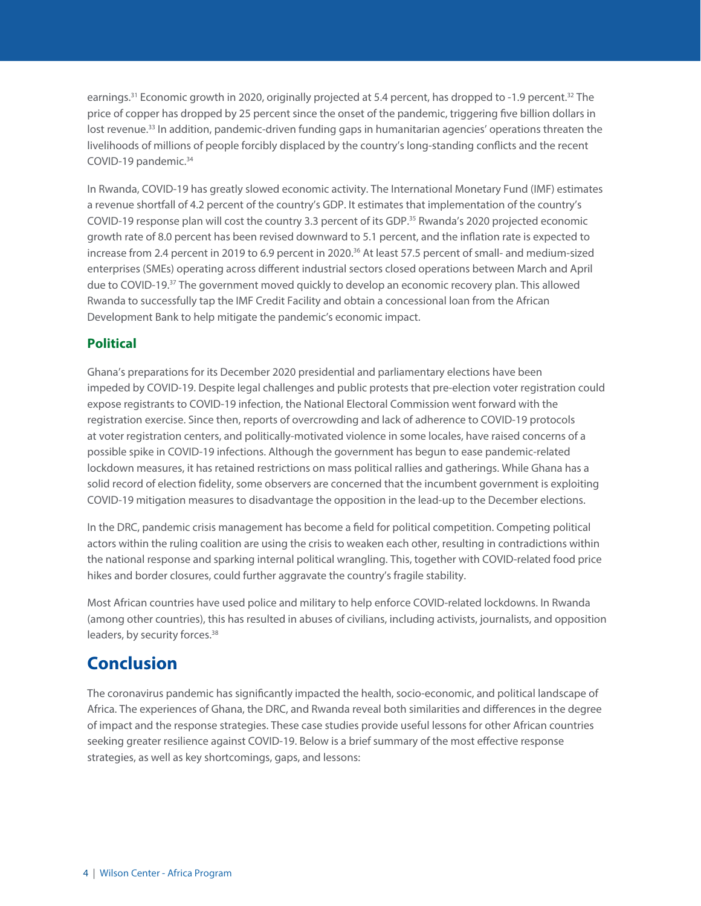earnings.[31] Economic growth in 2020, originally projected at 5.4 percent, has dropped to -1.9 percent.[32] The price of copper has dropped by 25 percent since the onset of the pandemic, triggering five billion dollars in lost revenue.[33] In addition, pandemic-driven funding gaps in humanitarian agencies' operations threaten the livelihoods of millions of people forcibly displaced by the country's long-standing conflicts and the recent COVID-19 pandemic.[34]

In Rwanda, COVID-19 has greatly slowed economic activity. The International Monetary Fund (IMF) estimates a revenue shortfall of 4.2 percent of the country's GDP. It estimates that implementation of the country's COVID-19 response plan will cost the country 3.3 percent of its GDP.[35] Rwanda's 2020 projected economic growth rate of 8.0 percent has been revised downward to 5.1 percent, and the inflation rate is expected to increase from 2.4 percent in 2019 to 6.9 percent in 2020.[36] At least 57.5 percent of small- and medium-sized enterprises (SMEs) operating across different industrial sectors closed operations between March and April due to COVID-19.[37] The government moved quickly to develop an economic recovery plan. This allowed Rwanda to successfully tap the IMF Credit Facility and obtain a concessional loan from the African Development Bank to help mitigate the pandemic's economic impact.

### Political

Ghana's preparations for its December 2020 presidential and parliamentary elections have been impeded by COVID-19. Despite legal challenges and public protests that pre-election voter registration could expose registrants to COVID-19 infection, the National Electoral Commission went forward with the registration exercise. Since then, reports of overcrowding and lack of adherence to COVID-19 protocols at voter registration centers, and politically-motivated violence in some locales, have raised concerns of a possible spike in COVID-19 infections. Although the government has begun to ease pandemic-related lockdown measures, it has retained restrictions on mass political rallies and gatherings. While Ghana has a solid record of election fidelity, some observers are concerned that the incumbent government is exploiting COVID-19 mitigation measures to disadvantage the opposition in the lead-up to the December elections.

In the DRC, pandemic crisis management has become a field for political competition. Competing political actors within the ruling coalition are using the crisis to weaken each other, resulting in contradictions within the national response and sparking internal political wrangling. This, together with COVID-related food price hikes and border closures, could further aggravate the country's fragile stability.

Most African countries have used police and military to help enforce COVID-related lockdowns. In Rwanda (among other countries), this has resulted in abuses of civilians, including activists, journalists, and opposition leaders, by security forces.[38]

## Conclusion

The coronavirus pandemic has significantly impacted the health, socio-economic, and political landscape of Africa. The experiences of Ghana, the DRC, and Rwanda reveal both similarities and differences in the degree of impact and the response strategies. These case studies provide useful lessons for other African countries seeking greater resilience against COVID-19. Below is a brief summary of the most effective response strategies, as well as key shortcomings, gaps, and lessons: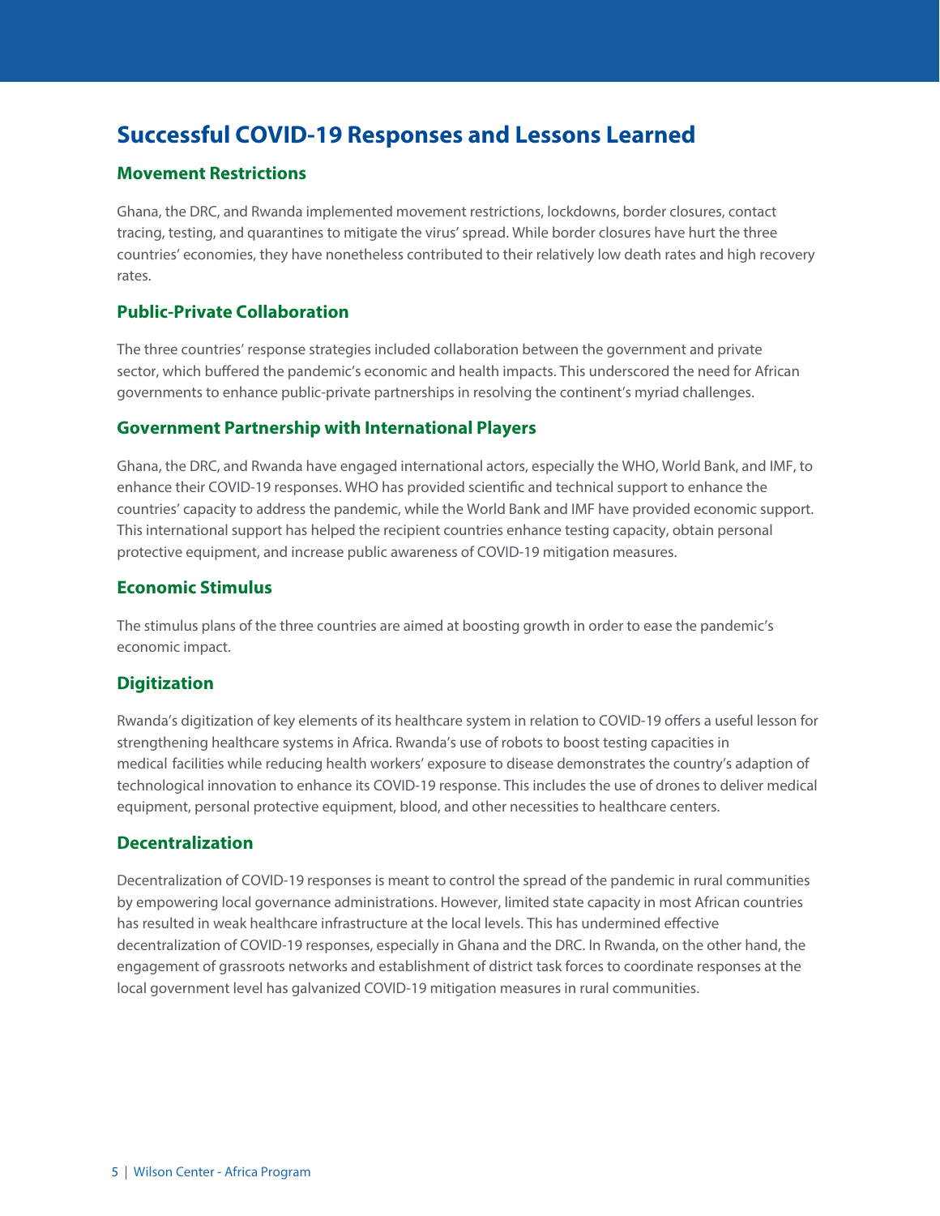## Successful COVID-19 Responses and Lessons Learned

### Movement Restrictions

Ghana, the DRC, and Rwanda implemented movement restrictions, lockdowns, border closures, contact tracing, testing, and quarantines to mitigate the virus' spread. While border closures have hurt the three countries' economies, they have nonetheless contributed to their relatively low death rates and high recovery rates.

### Public-Private Collaboration

The three countries' response strategies included collaboration between the government and private sector, which buffered the pandemic's economic and health impacts. This underscored the need for African governments to enhance public-private partnerships in resolving the continent's myriad challenges.

### Government Partnership with International Players

Ghana, the DRC, and Rwanda have engaged international actors, especially the WHO, World Bank, and IMF, to enhance their COVID-19 responses. WHO has provided scientific and technical support to enhance the countries' capacity to address the pandemic, while the World Bank and IMF have provided economic support. This international support has helped the recipient countries enhance testing capacity, obtain personal protective equipment, and increase public awareness of COVID-19 mitigation measures.

### Economic Stimulus

The stimulus plans of the three countries are aimed at boosting growth in order to ease the pandemic's economic impact.

### Digitization

Rwanda's digitization of key elements of its healthcare system in relation to COVID-19 offers a useful lesson for strengthening healthcare systems in Africa. Rwanda's use of robots to boost testing capacities in medical facilities while reducing health workers' exposure to disease demonstrates the country's adaption of technological innovation to enhance its COVID-19 response. This includes the use of drones to deliver medical equipment, personal protective equipment, blood, and other necessities to healthcare centers.

### Decentralization

Decentralization of COVID-19 responses is meant to control the spread of the pandemic in rural communities by empowering local governance administrations. However, limited state capacity in most African countries has resulted in weak healthcare infrastructure at the local levels. This has undermined effective decentralization of COVID-19 responses, especially in Ghana and the DRC. In Rwanda, on the other hand, the engagement of grassroots networks and establishment of district task forces to coordinate responses at the local government level has galvanized COVID-19 mitigation measures in rural communities.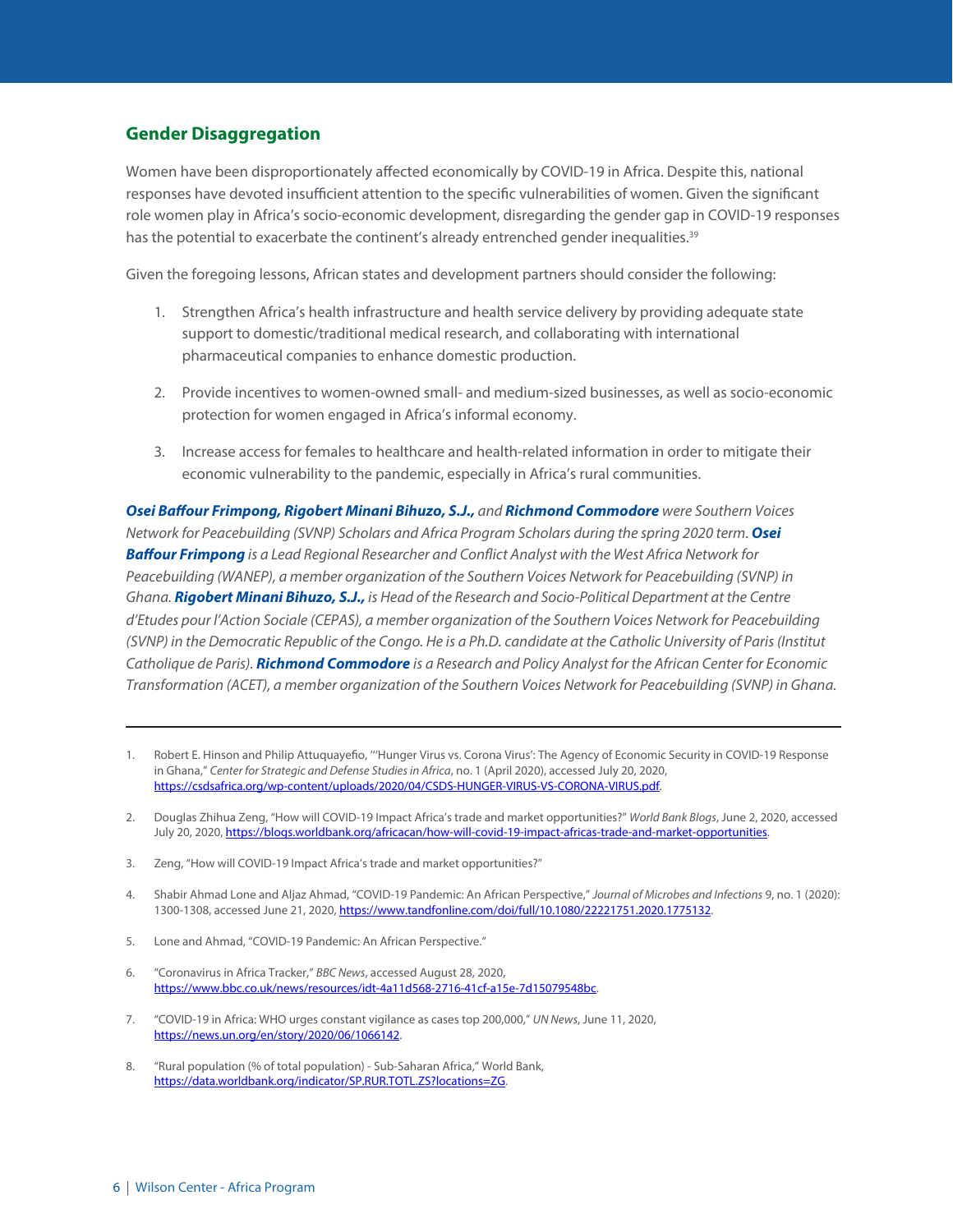## Gender Disaggregation

Women have been disproportionately affected economically by COVID-19 in Africa. Despite this, national responses have devoted insufficient attention to the specific vulnerabilities of women. Given the significant role women play in Africa's socio-economic development, disregarding the gender gap in COVID-19 responses has the potential to exacerbate the continent's already entrenched gender inequalities.[39]

Given the foregoing lessons, African states and development partners should consider the following:

1. Strengthen Africa's health infrastructure and health service delivery by providing adequate state support to domestic/traditional medical research, and collaborating with international pharmaceutical companies to enhance domestic production.
2. Provide incentives to women-owned small- and medium-sized businesses, as well as socio-economic protection for women engaged in Africa's informal economy.
3. Increase access for females to healthcare and health-related information in order to mitigate their economic vulnerability to the pandemic, especially in Africa's rural communities.

***Osei Baffour Frimpong, Rigobert Minani Bihuzo, S.J.,*** *and* ***Richmond Commodore*** *were Southern Voices Network for Peacebuilding (SVNP) Scholars and Africa Program Scholars during the spring 2020 term.* ***Osei Baffour Frimpong*** *is a Lead Regional Researcher and Conflict Analyst with the West Africa Network for Peacebuilding (WANEP), a member organization of the Southern Voices Network for Peacebuilding (SVNP) in Ghana.* ***Rigobert Minani Bihuzo, S.J.,*** *is Head of the Research and Socio-Political Department at the Centre d'Etudes pour l'Action Sociale (CEPAS), a member organization of the Southern Voices Network for Peacebuilding (SVNP) in the Democratic Republic of the Congo. He is a Ph.D. candidate at the Catholic University of Paris (Institut Catholique de Paris).* ***Richmond Commodore*** *is a Research and Policy Analyst for the African Center for Economic Transformation (ACET), a member organization of the Southern Voices Network for Peacebuilding (SVNP) in Ghana.*

---

1. Robert E. Hinson and Philip Attuquayefio, "'Hunger Virus vs. Corona Virus': The Agency of Economic Security in COVID-19 Response in Ghana," *Center for Strategic and Defense Studies in Africa*, no. 1 (April 2020), accessed July 20, 2020, https://csdsafrica.org/wp-content/uploads/2020/04/CSDS-HUNGER-VIRUS-VS-CORONA-VIRUS.pdf.
2. Douglas Zhihua Zeng, "How will COVID-19 Impact Africa's trade and market opportunities?" *World Bank Blogs*, June 2, 2020, accessed July 20, 2020, https://blogs.worldbank.org/africacan/how-will-covid-19-impact-africas-trade-and-market-opportunities.
3. Zeng, "How will COVID-19 Impact Africa's trade and market opportunities?"
4. Shabir Ahmad Lone and Aljaz Ahmad, "COVID-19 Pandemic: An African Perspective," *Journal of Microbes and Infections* 9, no. 1 (2020): 1300-1308, accessed June 21, 2020, https://www.tandfonline.com/doi/full/10.1080/22221751.2020.1775132.
5. Lone and Ahmad, "COVID-19 Pandemic: An African Perspective."
6. "Coronavirus in Africa Tracker," *BBC News*, accessed August 28, 2020, https://www.bbc.co.uk/news/resources/idt-4a11d568-2716-41cf-a15e-7d15079548bc.
7. "COVID-19 in Africa: WHO urges constant vigilance as cases top 200,000," *UN News*, June 11, 2020, https://news.un.org/en/story/2020/06/1066142.
8. "Rural population (% of total population) - Sub-Saharan Africa," World Bank, https://data.worldbank.org/indicator/SP.RUR.TOTL.ZS?locations=ZG.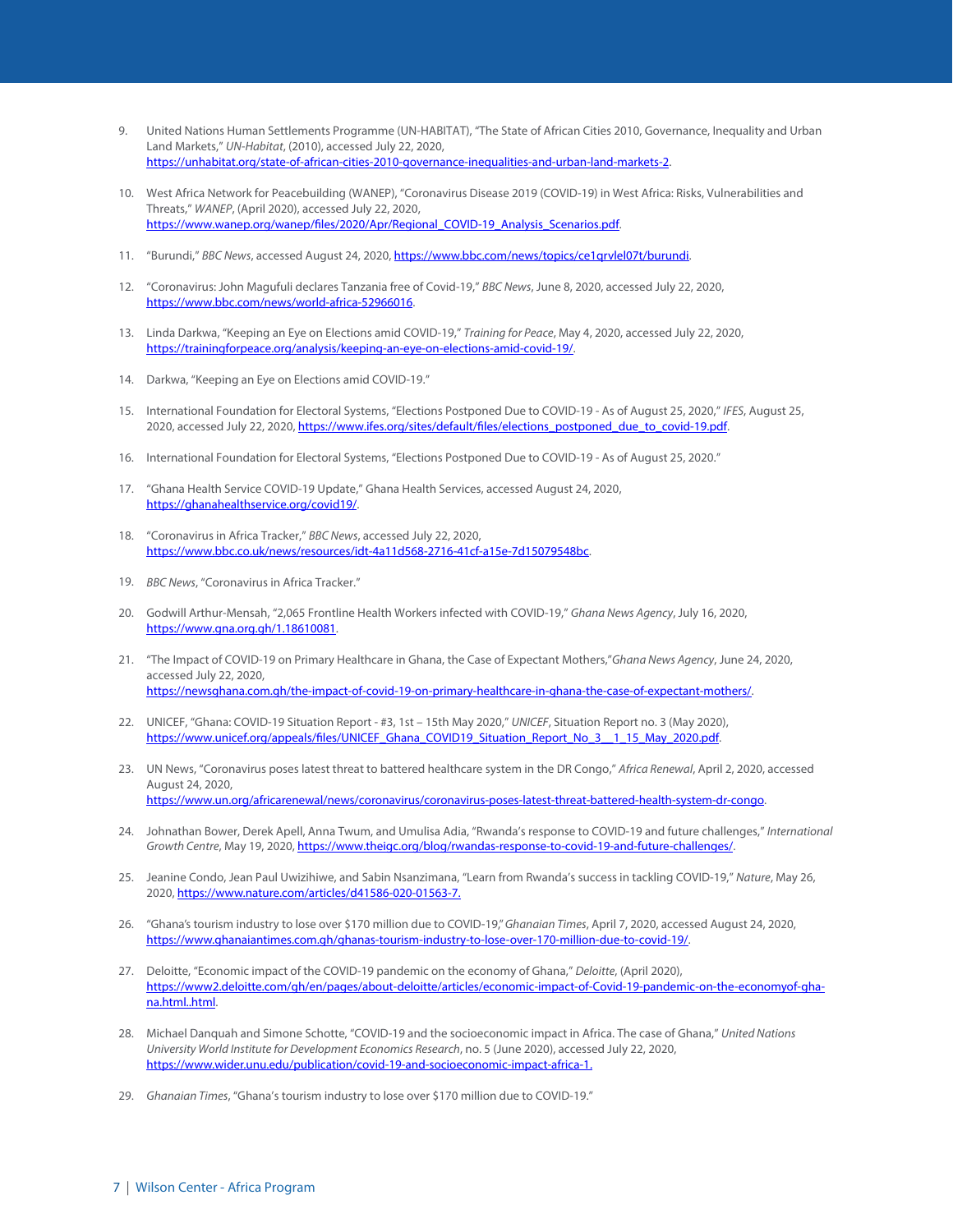9. United Nations Human Settlements Programme (UN-HABITAT), "The State of African Cities 2010, Governance, Inequality and Urban Land Markets," *UN-Habitat*, (2010), accessed July 22, 2020, https://unhabitat.org/state-of-african-cities-2010-governance-inequalities-and-urban-land-markets-2.

10. West Africa Network for Peacebuilding (WANEP), "Coronavirus Disease 2019 (COVID-19) in West Africa: Risks, Vulnerabilities and Threats," *WANEP*, (April 2020), accessed July 22, 2020, https://www.wanep.org/wanep/files/2020/Apr/Regional_COVID-19_Analysis_Scenarios.pdf.

11. "Burundi," *BBC News*, accessed August 24, 2020, https://www.bbc.com/news/topics/ce1qrvlel07t/burundi.

12. "Coronavirus: John Magufuli declares Tanzania free of Covid-19," *BBC News*, June 8, 2020, accessed July 22, 2020, https://www.bbc.com/news/world-africa-52966016.

13. Linda Darkwa, "Keeping an Eye on Elections amid COVID-19," *Training for Peace*, May 4, 2020, accessed July 22, 2020, https://trainingforpeace.org/analysis/keeping-an-eye-on-elections-amid-covid-19/.

14. Darkwa, "Keeping an Eye on Elections amid COVID-19."

15. International Foundation for Electoral Systems, "Elections Postponed Due to COVID-19 - As of August 25, 2020," *IFES*, August 25, 2020, accessed July 22, 2020, https://www.ifes.org/sites/default/files/elections_postponed_due_to_covid-19.pdf.

16. International Foundation for Electoral Systems, "Elections Postponed Due to COVID-19 - As of August 25, 2020."

17. "Ghana Health Service COVID-19 Update," Ghana Health Services, accessed August 24, 2020, https://ghanahealthservice.org/covid19/.

18. "Coronavirus in Africa Tracker," *BBC News*, accessed July 22, 2020, https://www.bbc.co.uk/news/resources/idt-4a11d568-2716-41cf-a15e-7d15079548bc.

19. *BBC News*, "Coronavirus in Africa Tracker."

20. Godwill Arthur-Mensah, "2,065 Frontline Health Workers infected with COVID-19," *Ghana News Agency*, July 16, 2020, https://www.gna.org.gh/1.18610081.

21. "The Impact of COVID-19 on Primary Healthcare in Ghana, the Case of Expectant Mothers,"*Ghana News Agency*, June 24, 2020, accessed July 22, 2020, https://newsghana.com.gh/the-impact-of-covid-19-on-primary-healthcare-in-ghana-the-case-of-expectant-mothers/.

22. UNICEF, "Ghana: COVID-19 Situation Report - #3, 1st – 15th May 2020," *UNICEF*, Situation Report no. 3 (May 2020), https://www.unicef.org/appeals/files/UNICEF_Ghana_COVID19_Situation_Report_No_3__1_15_May_2020.pdf.

23. UN News, "Coronavirus poses latest threat to battered healthcare system in the DR Congo," *Africa Renewal*, April 2, 2020, accessed August 24, 2020, https://www.un.org/africarenewal/news/coronavirus/coronavirus-poses-latest-threat-battered-health-system-dr-congo.

24. Johnathan Bower, Derek Apell, Anna Twum, and Umulisa Adia, "Rwanda's response to COVID-19 and future challenges," *International Growth Centre*, May 19, 2020, https://www.theigc.org/blog/rwandas-response-to-covid-19-and-future-challenges/.

25. Jeanine Condo, Jean Paul Uwizihiwe, and Sabin Nsanzimana, "Learn from Rwanda's success in tackling COVID-19," *Nature*, May 26, 2020, https://www.nature.com/articles/d41586-020-01563-7.

26. "Ghana's tourism industry to lose over $170 million due to COVID-19,"*Ghanaian Times*, April 7, 2020, accessed August 24, 2020, https://www.ghanaiantimes.com.gh/ghanas-tourism-industry-to-lose-over-170-million-due-to-covid-19/.

27. Deloitte, "Economic impact of the COVID-19 pandemic on the economy of Ghana," *Deloitte*, (April 2020), https://www2.deloitte.com/gh/en/pages/about-deloitte/articles/economic-impact-of-Covid-19-pandemic-on-the-economyof-ghana.html..html.

28. Michael Danquah and Simone Schotte, "COVID-19 and the socioeconomic impact in Africa. The case of Ghana," *United Nations University World Institute for Development Economics Research*, no. 5 (June 2020), accessed July 22, 2020, https://www.wider.unu.edu/publication/covid-19-and-socioeconomic-impact-africa-1.

29. *Ghanaian Times*, "Ghana's tourism industry to lose over $170 million due to COVID-19."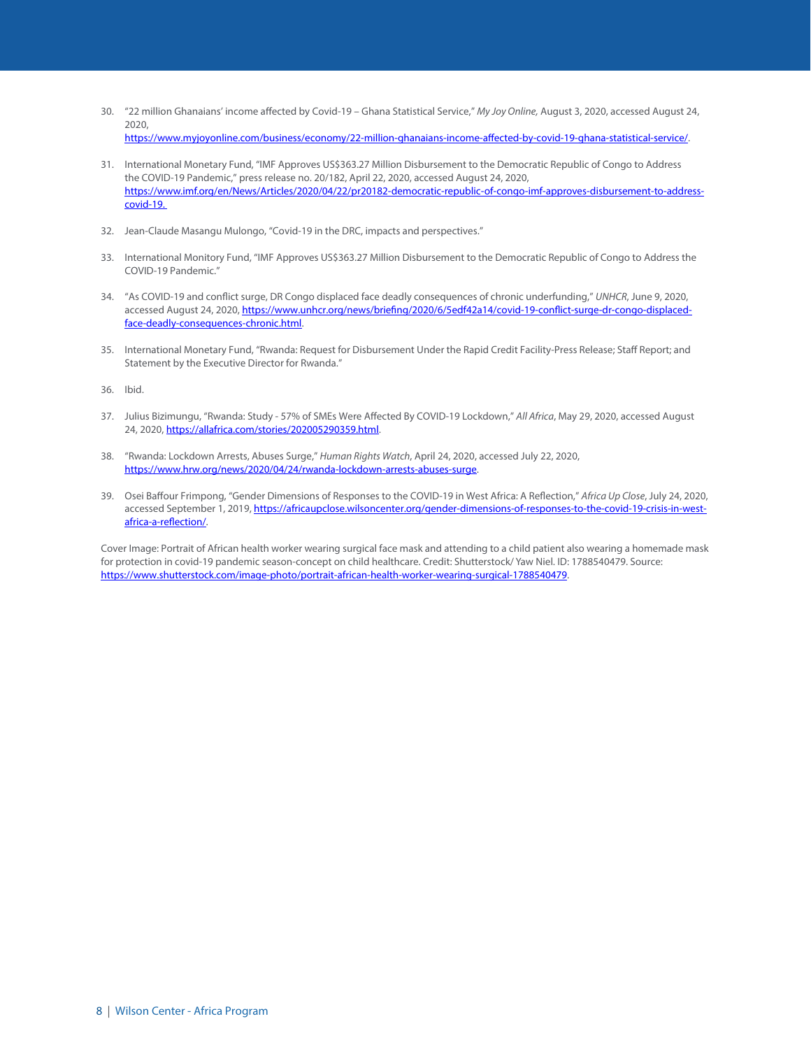30. "22 million Ghanaians' income affected by Covid-19 – Ghana Statistical Service," *My Joy Online,* August 3, 2020, accessed August 24, 2020, https://www.myjoyonline.com/business/economy/22-million-ghanaians-income-affected-by-covid-19-ghana-statistical-service/.

31. International Monetary Fund, "IMF Approves US$363.27 Million Disbursement to the Democratic Republic of Congo to Address the COVID-19 Pandemic," press release no. 20/182, April 22, 2020, accessed August 24, 2020, https://www.imf.org/en/News/Articles/2020/04/22/pr20182-democratic-republic-of-congo-imf-approves-disbursement-to-address-covid-19.

32. Jean-Claude Masangu Mulongo, "Covid-19 in the DRC, impacts and perspectives."

33. International Monitory Fund, "IMF Approves US$363.27 Million Disbursement to the Democratic Republic of Congo to Address the COVID-19 Pandemic."

34. "As COVID-19 and conflict surge, DR Congo displaced face deadly consequences of chronic underfunding," *UNHCR*, June 9, 2020, accessed August 24, 2020, https://www.unhcr.org/news/briefing/2020/6/5edf42a14/covid-19-conflict-surge-dr-congo-displaced-face-deadly-consequences-chronic.html.

35. International Monetary Fund, "Rwanda: Request for Disbursement Under the Rapid Credit Facility-Press Release; Staff Report; and Statement by the Executive Director for Rwanda."

36. Ibid.

37. Julius Bizimungu, "Rwanda: Study - 57% of SMEs Were Affected By COVID-19 Lockdown," *All Africa*, May 29, 2020, accessed August 24, 2020, https://allafrica.com/stories/202005290359.html.

38. "Rwanda: Lockdown Arrests, Abuses Surge," *Human Rights Watch*, April 24, 2020, accessed July 22, 2020, https://www.hrw.org/news/2020/04/24/rwanda-lockdown-arrests-abuses-surge.

39. Osei Baffour Frimpong, "Gender Dimensions of Responses to the COVID-19 in West Africa: A Reflection," *Africa Up Close*, July 24, 2020, accessed September 1, 2019, https://africaupclose.wilsoncenter.org/gender-dimensions-of-responses-to-the-covid-19-crisis-in-west-africa-a-reflection/.

Cover Image: Portrait of African health worker wearing surgical face mask and attending to a child patient also wearing a homemade mask for protection in covid-19 pandemic season-concept on child healthcare. Credit: Shutterstock/ Yaw Niel. ID: 1788540479. Source: https://www.shutterstock.com/image-photo/portrait-african-health-worker-wearing-surgical-1788540479.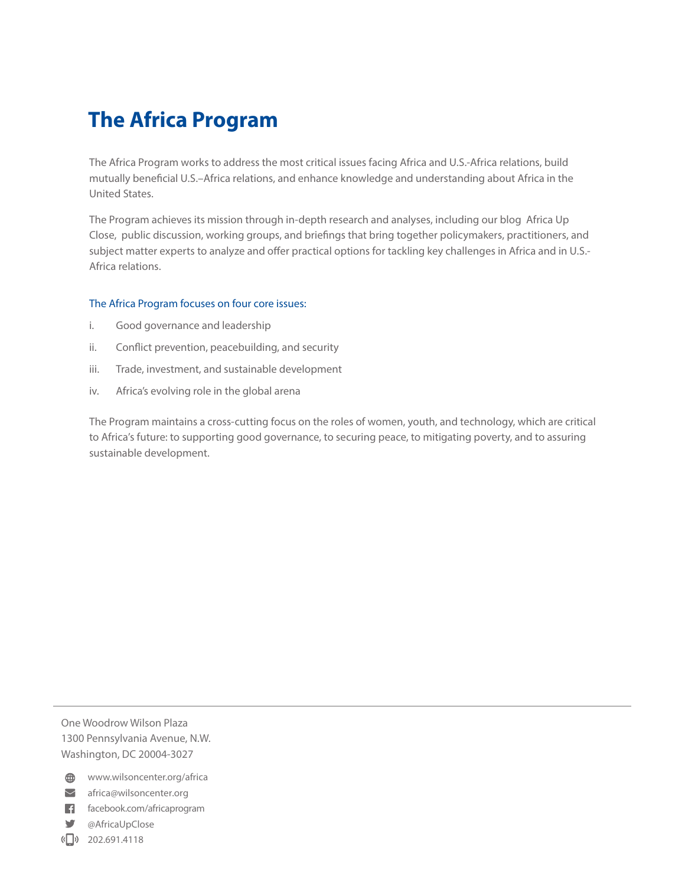# The Africa Program

The Africa Program works to address the most critical issues facing Africa and U.S.-Africa relations, build mutually beneficial U.S.–Africa relations, and enhance knowledge and understanding about Africa in the United States.

The Program achieves its mission through in-depth research and analyses, including our blog Africa Up Close, public discussion, working groups, and briefings that bring together policymakers, practitioners, and subject matter experts to analyze and offer practical options for tackling key challenges in Africa and in U.S.-Africa relations.

The Africa Program focuses on four core issues:

i. Good governance and leadership

ii. Conflict prevention, peacebuilding, and security

iii. Trade, investment, and sustainable development

iv. Africa's evolving role in the global arena

The Program maintains a cross-cutting focus on the roles of women, youth, and technology, which are critical to Africa's future: to supporting good governance, to securing peace, to mitigating poverty, and to assuring sustainable development.

---

One Woodrow Wilson Plaza
1300 Pennsylvania Avenue, N.W.
Washington, DC 20004-3027

www.wilsoncenter.org/africa
africa@wilsoncenter.org
facebook.com/africaprogram
@AfricaUpClose
202.691.4118